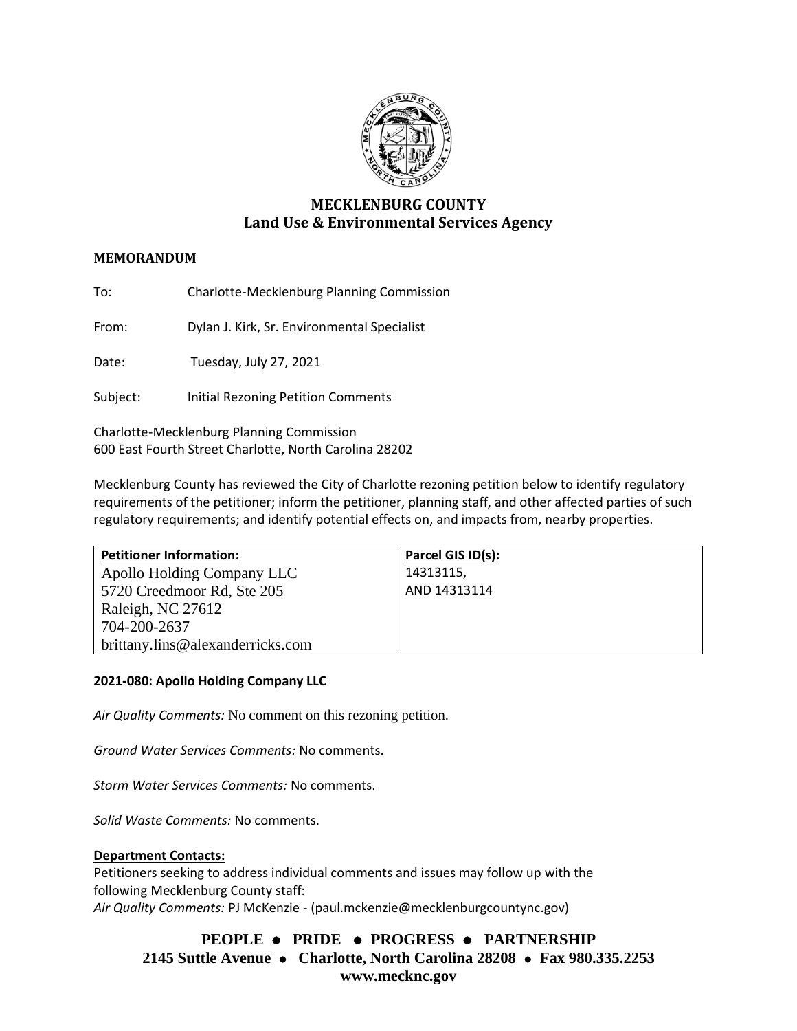# MECKLENBURG COUNTY
## Land Use & Environmental Services Agency

**MEMORANDUM**

To: Charlotte-Mecklenburg Planning Commission

From: Dylan J. Kirk, Sr. Environmental Specialist

Date: Tuesday, July 27, 2021

Subject: Initial Rezoning Petition Comments

Charlotte-Mecklenburg Planning Commission
600 East Fourth Street Charlotte, North Carolina 28202

Mecklenburg County has reviewed the City of Charlotte rezoning petition below to identify regulatory requirements of the petitioner; inform the petitioner, planning staff, and other affected parties of such regulatory requirements; and identify potential effects on, and impacts from, nearby properties.

| Petitioner Information: | Parcel GIS ID(s): |
| --- | --- |
| Apollo Holding Company LLC<br>5720 Creedmoor Rd, Ste 205<br>Raleigh, NC 27612<br>704-200-2637<br>brittany.lins@alexanderricks.com | 14313115,<br>AND 14313114 |

**2021-080: Apollo Holding Company LLC**

*Air Quality Comments:* No comment on this rezoning petition.

*Ground Water Services Comments:* No comments.

*Storm Water Services Comments:* No comments.

*Solid Waste Comments:* No comments.

**Department Contacts:**

Petitioners seeking to address individual comments and issues may follow up with the following Mecklenburg County staff:

*Air Quality Comments:* PJ McKenzie - (paul.mckenzie@mecklenburgcountync.gov)

**PEOPLE • PRIDE • PROGRESS • PARTNERSHIP**
**2145 Suttle Avenue • Charlotte, North Carolina 28208 • Fax 980.335.2253**
**www.mecknc.gov**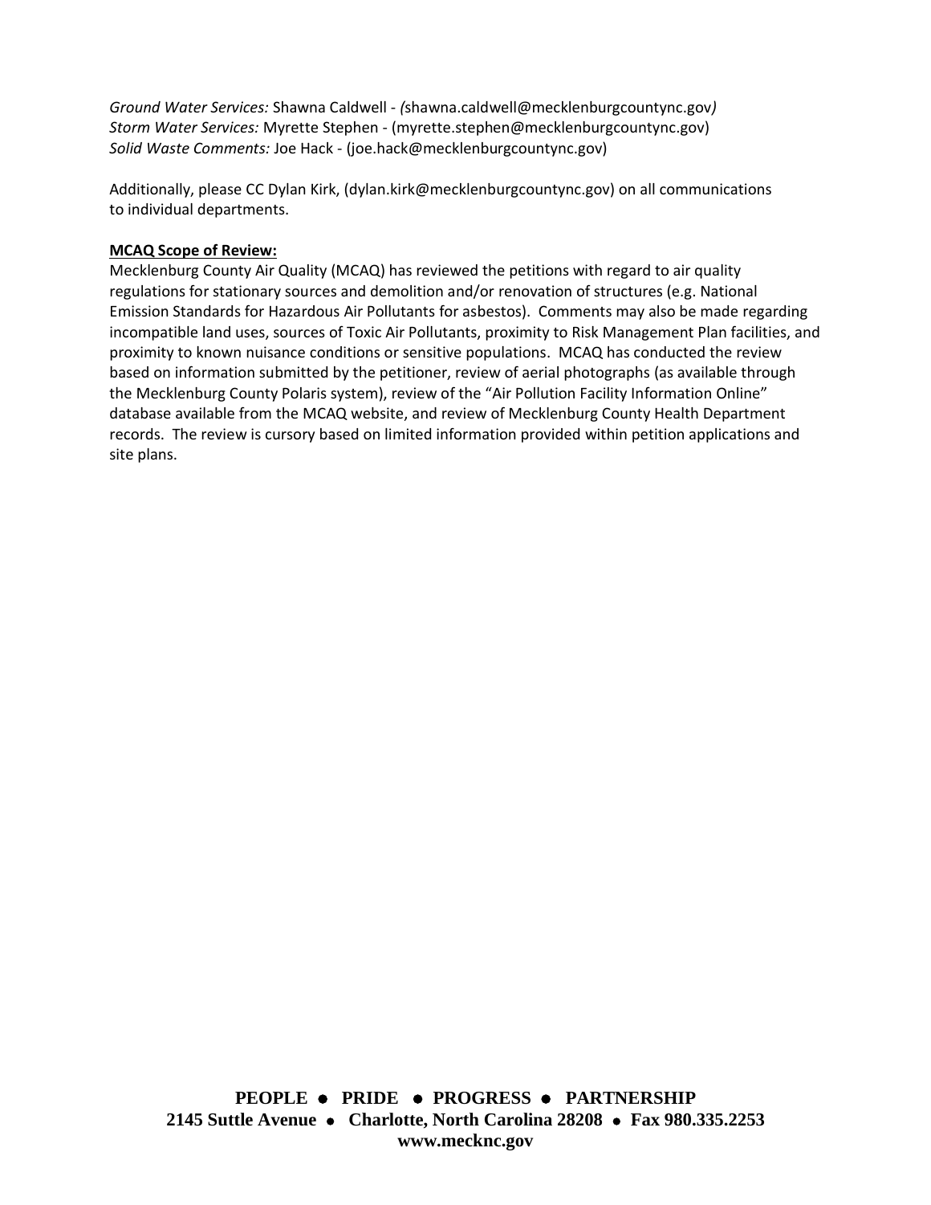*Ground Water Services:* Shawna Caldwell - *(*shawna.caldwell@mecklenburgcountync.gov*)*
*Storm Water Services:* Myrette Stephen - (myrette.stephen@mecklenburgcountync.gov)
*Solid Waste Comments:* Joe Hack - (joe.hack@mecklenburgcountync.gov)

Additionally, please CC Dylan Kirk, (dylan.kirk@mecklenburgcountync.gov) on all communications to individual departments.

**MCAQ Scope of Review:**

Mecklenburg County Air Quality (MCAQ) has reviewed the petitions with regard to air quality regulations for stationary sources and demolition and/or renovation of structures (e.g. National Emission Standards for Hazardous Air Pollutants for asbestos). Comments may also be made regarding incompatible land uses, sources of Toxic Air Pollutants, proximity to Risk Management Plan facilities, and proximity to known nuisance conditions or sensitive populations. MCAQ has conducted the review based on information submitted by the petitioner, review of aerial photographs (as available through the Mecklenburg County Polaris system), review of the "Air Pollution Facility Information Online" database available from the MCAQ website, and review of Mecklenburg County Health Department records. The review is cursory based on limited information provided within petition applications and site plans.

**PEOPLE • PRIDE • PROGRESS • PARTNERSHIP**
**2145 Suttle Avenue • Charlotte, North Carolina 28208 • Fax 980.335.2253**
**www.mecknc.gov**